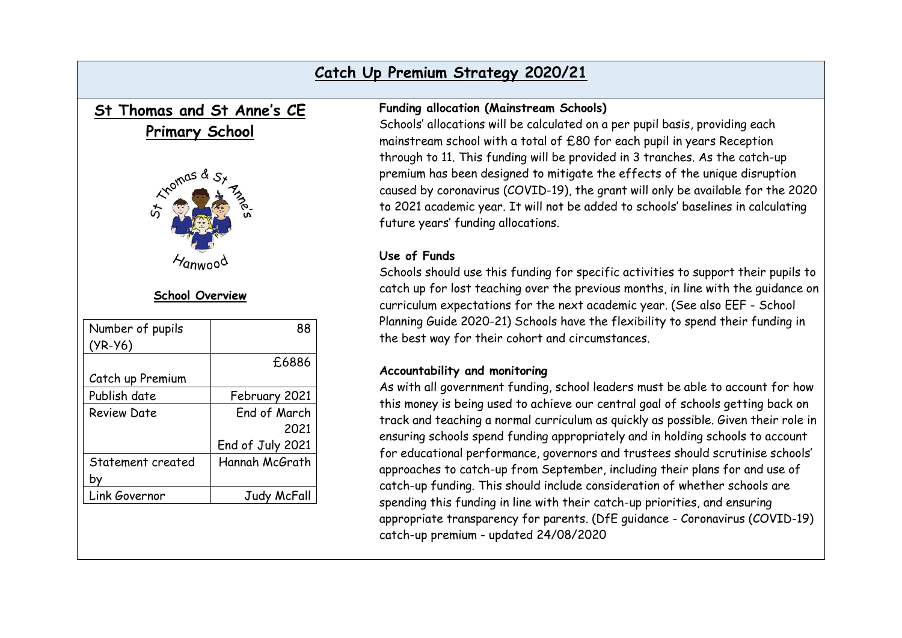# Catch Up Premium Strategy 2020/21

## St Thomas and St Anne's CE Primary School

**School Overview**

| Number of pupils (YR-Y6) | 88 |
|---|---|
| Catch up Premium | £6886 |
| Publish date | February 2021 |
| Review Date | End of March 2021<br>End of July 2021 |
| Statement created by | Hannah McGrath |
| Link Governor | Judy McFall |

**Funding allocation (Mainstream Schools)**

Schools' allocations will be calculated on a per pupil basis, providing each mainstream school with a total of £80 for each pupil in years Reception through to 11. This funding will be provided in 3 tranches. As the catch-up premium has been designed to mitigate the effects of the unique disruption caused by coronavirus (COVID-19), the grant will only be available for the 2020 to 2021 academic year. It will not be added to schools' baselines in calculating future years' funding allocations.

**Use of Funds**

Schools should use this funding for specific activities to support their pupils to catch up for lost teaching over the previous months, in line with the guidance on curriculum expectations for the next academic year. (See also EEF - School Planning Guide 2020-21) Schools have the flexibility to spend their funding in the best way for their cohort and circumstances.

**Accountability and monitoring**

As with all government funding, school leaders must be able to account for how this money is being used to achieve our central goal of schools getting back on track and teaching a normal curriculum as quickly as possible. Given their role in ensuring schools spend funding appropriately and in holding schools to account for educational performance, governors and trustees should scrutinise schools' approaches to catch-up from September, including their plans for and use of catch-up funding. This should include consideration of whether schools are spending this funding in line with their catch-up priorities, and ensuring appropriate transparency for parents. (DfE guidance - Coronavirus (COVID-19) catch-up premium - updated 24/08/2020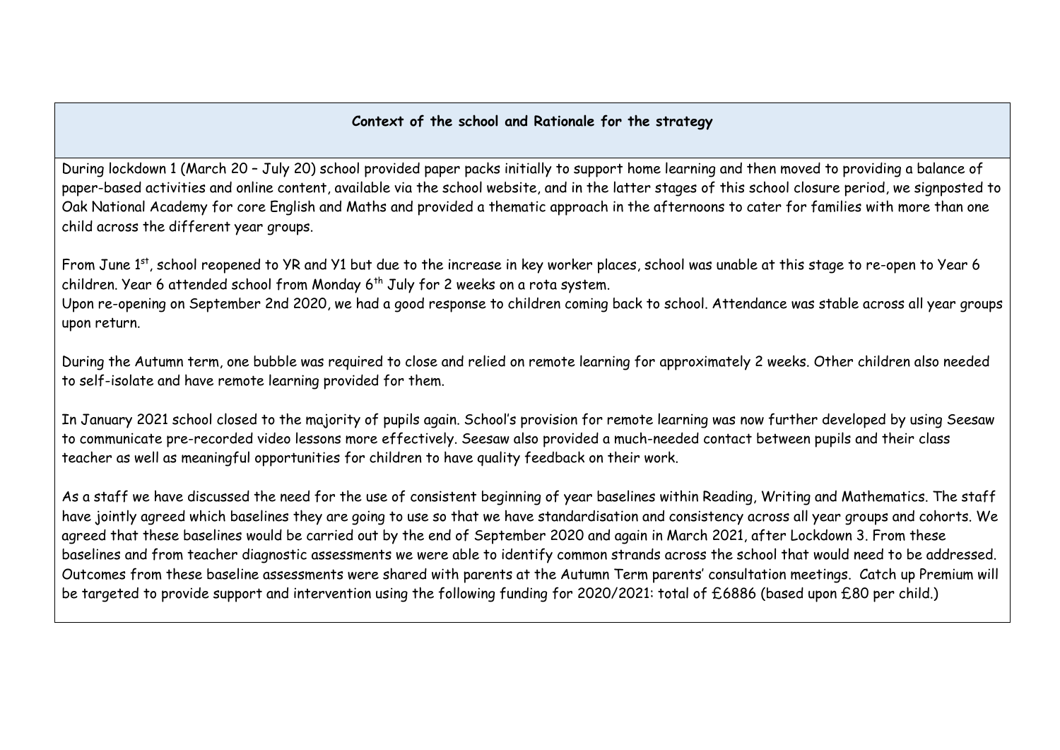## Context of the school and Rationale for the strategy

During lockdown 1 (March 20 – July 20) school provided paper packs initially to support home learning and then moved to providing a balance of paper-based activities and online content, available via the school website, and in the latter stages of this school closure period, we signposted to Oak National Academy for core English and Maths and provided a thematic approach in the afternoons to cater for families with more than one child across the different year groups.

From June 1st, school reopened to YR and Y1 but due to the increase in key worker places, school was unable at this stage to re-open to Year 6 children. Year 6 attended school from Monday 6th July for 2 weeks on a rota system.
Upon re-opening on September 2nd 2020, we had a good response to children coming back to school. Attendance was stable across all year groups upon return.

During the Autumn term, one bubble was required to close and relied on remote learning for approximately 2 weeks. Other children also needed to self-isolate and have remote learning provided for them.

In January 2021 school closed to the majority of pupils again. School's provision for remote learning was now further developed by using Seesaw to communicate pre-recorded video lessons more effectively. Seesaw also provided a much-needed contact between pupils and their class teacher as well as meaningful opportunities for children to have quality feedback on their work.

As a staff we have discussed the need for the use of consistent beginning of year baselines within Reading, Writing and Mathematics. The staff have jointly agreed which baselines they are going to use so that we have standardisation and consistency across all year groups and cohorts. We agreed that these baselines would be carried out by the end of September 2020 and again in March 2021, after Lockdown 3. From these baselines and from teacher diagnostic assessments we were able to identify common strands across the school that would need to be addressed. Outcomes from these baseline assessments were shared with parents at the Autumn Term parents' consultation meetings. Catch up Premium will be targeted to provide support and intervention using the following funding for 2020/2021: total of £6886 (based upon £80 per child.)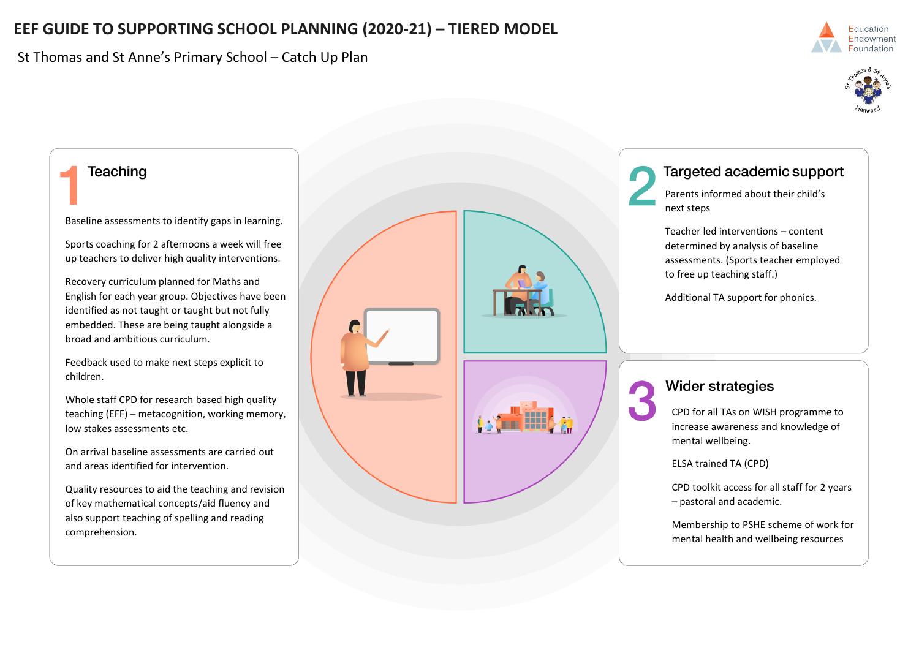# EEF GUIDE TO SUPPORTING SCHOOL PLANNING (2020-21) – TIERED MODEL

St Thomas and St Anne's Primary School – Catch Up Plan

## 1 Teaching

Baseline assessments to identify gaps in learning.

Sports coaching for 2 afternoons a week will free up teachers to deliver high quality interventions.

Recovery curriculum planned for Maths and English for each year group. Objectives have been identified as not taught or taught but not fully embedded. These are being taught alongside a broad and ambitious curriculum.

Feedback used to make next steps explicit to children.

Whole staff CPD for research based high quality teaching (EFF) – metacognition, working memory, low stakes assessments etc.

On arrival baseline assessments are carried out and areas identified for intervention.

Quality resources to aid the teaching and revision of key mathematical concepts/aid fluency and also support teaching of spelling and reading comprehension.

## 2 Targeted academic support

Parents informed about their child's next steps

Teacher led interventions – content determined by analysis of baseline assessments. (Sports teacher employed to free up teaching staff.)

Additional TA support for phonics.

## 3 Wider strategies

CPD for all TAs on WISH programme to increase awareness and knowledge of mental wellbeing.

ELSA trained TA (CPD)

CPD toolkit access for all staff for 2 years – pastoral and academic.

Membership to PSHE scheme of work for mental health and wellbeing resources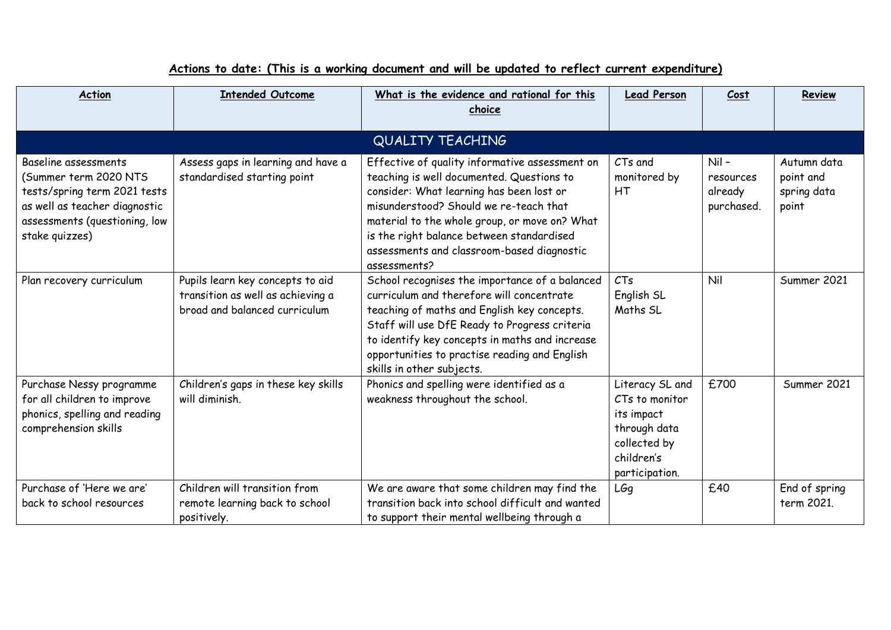**Actions to date: (This is a working document and will be updated to reflect current expenditure)**

| Action | Intended Outcome | What is the evidence and rational for this choice | Lead Person | Cost | Review |
|---|---|---|---|---|---|
| QUALITY TEACHING | | | | | |
| Baseline assessments (Summer term 2020 NTS tests/spring term 2021 tests as well as teacher diagnostic assessments (questioning, low stake quizzes) | Assess gaps in learning and have a standardised starting point | Effective of quality informative assessment on teaching is well documented. Questions to consider: What learning has been lost or misunderstood? Should we re-teach that material to the whole group, or move on? What is the right balance between standardised assessments and classroom-based diagnostic assessments? | CTs and monitored by HT | Nil – resources already purchased. | Autumn data point and spring data point |
| Plan recovery curriculum | Pupils learn key concepts to aid transition as well as achieving a broad and balanced curriculum | School recognises the importance of a balanced curriculum and therefore will concentrate teaching of maths and English key concepts. Staff will use DfE Ready to Progress criteria to identify key concepts in maths and increase opportunities to practise reading and English skills in other subjects. | CTs<br>English SL<br>Maths SL | Nil | Summer 2021 |
| Purchase Nessy programme for all children to improve phonics, spelling and reading comprehension skills | Children's gaps in these key skills will diminish. | Phonics and spelling were identified as a weakness throughout the school. | Literacy SL and CTs to monitor its impact through data collected by children's participation. | £700 | Summer 2021 |
| Purchase of 'Here we are' back to school resources | Children will transition from remote learning back to school positively. | We are aware that some children may find the transition back into school difficult and wanted to support their mental wellbeing through a | LGg | £40 | End of spring term 2021. |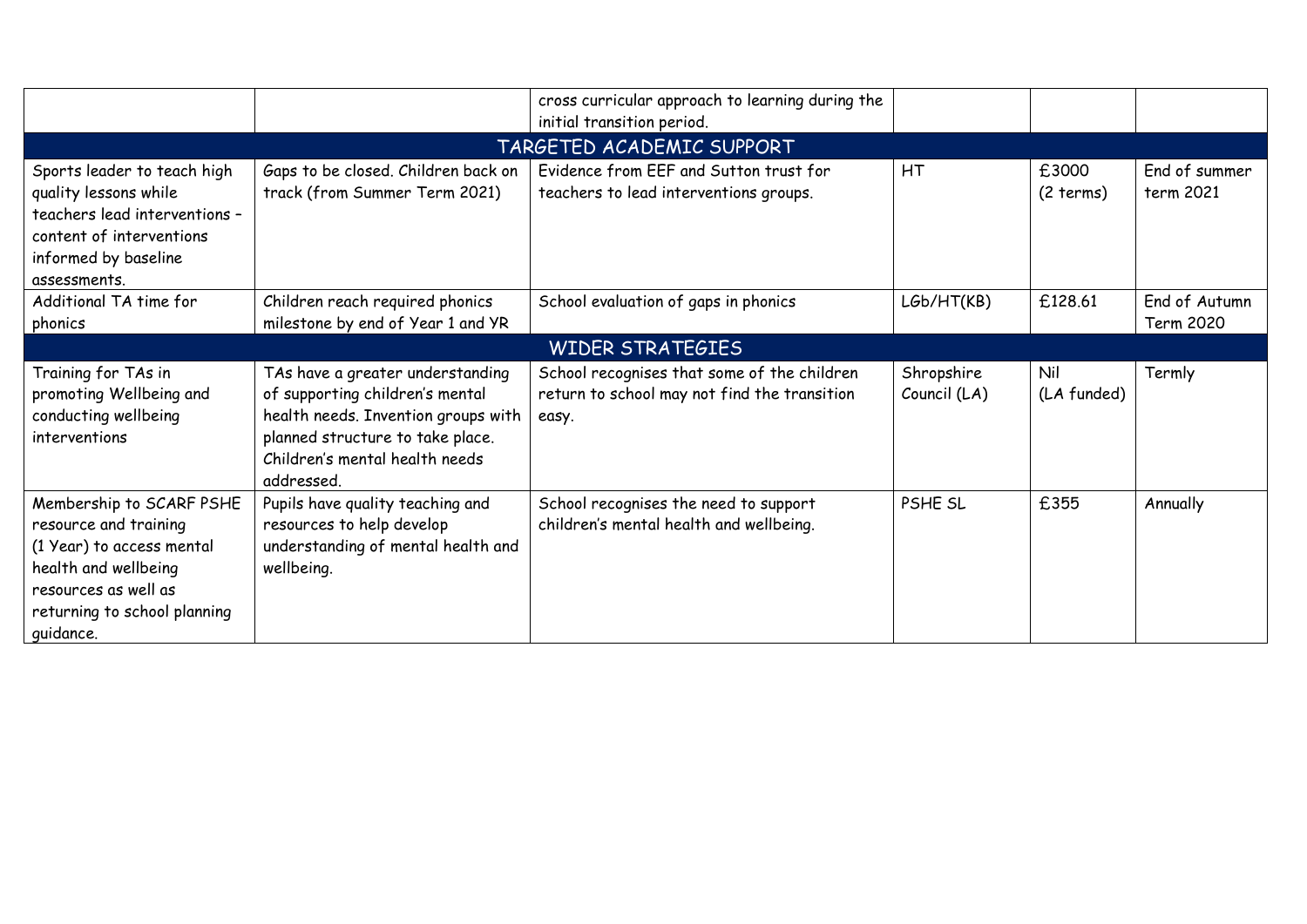| | | | | | |
|---|---|---|---|---|---|
| | | cross curricular approach to learning during the initial transition period. | | | |
| TARGETED ACADEMIC SUPPORT | | | | | |
| Sports leader to teach high quality lessons while teachers lead interventions – content of interventions informed by baseline assessments. | Gaps to be closed. Children back on track (from Summer Term 2021) | Evidence from EEF and Sutton trust for teachers to lead interventions groups. | HT | £3000 (2 terms) | End of summer term 2021 |
| Additional TA time for phonics | Children reach required phonics milestone by end of Year 1 and YR | School evaluation of gaps in phonics | LGb/HT(KB) | £128.61 | End of Autumn Term 2020 |
| WIDER STRATEGIES | | | | | |
| Training for TAs in promoting Wellbeing and conducting wellbeing interventions | TAs have a greater understanding of supporting children's mental health needs. Invention groups with planned structure to take place. Children's mental health needs addressed. | School recognises that some of the children return to school may not find the transition easy. | Shropshire Council (LA) | Nil (LA funded) | Termly |
| Membership to SCARF PSHE resource and training (1 Year) to access mental health and wellbeing resources as well as returning to school planning guidance. | Pupils have quality teaching and resources to help develop understanding of mental health and wellbeing. | School recognises the need to support children's mental health and wellbeing. | PSHE SL | £355 | Annually |